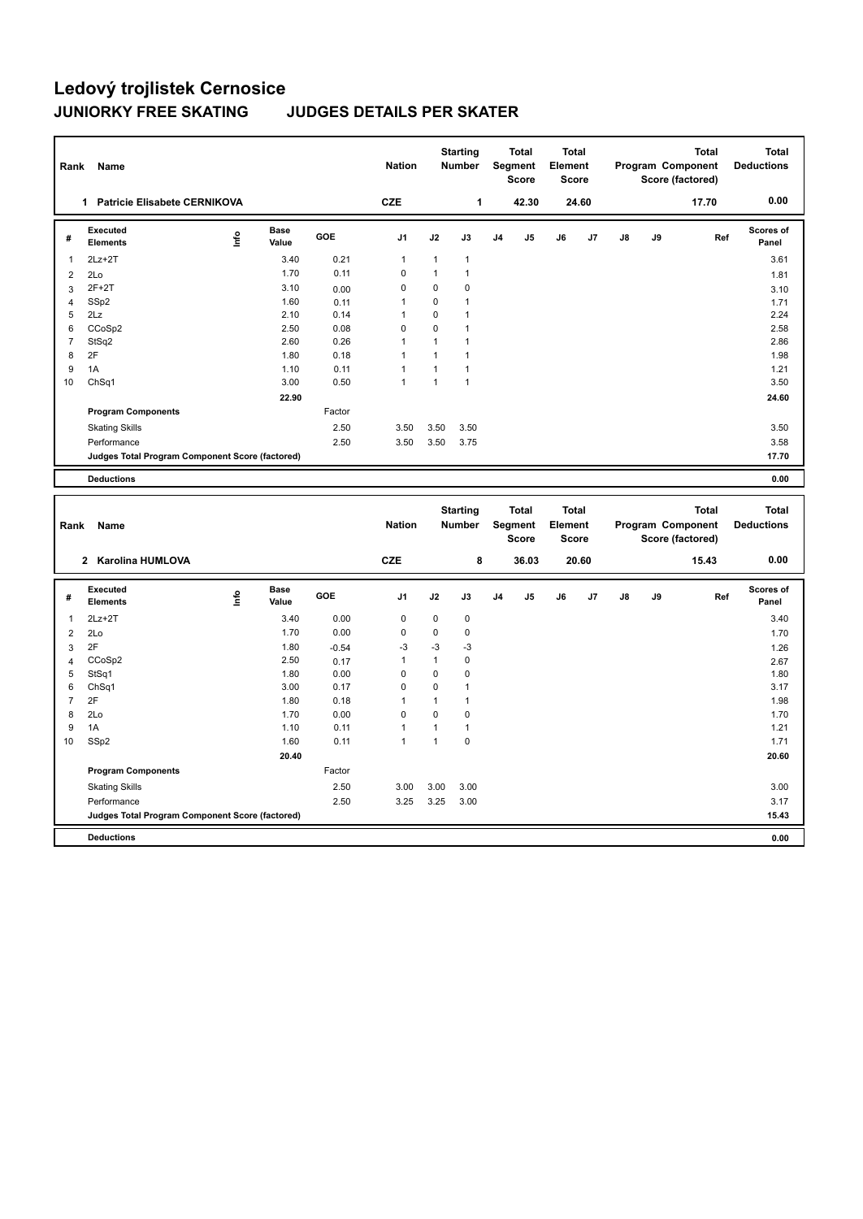# Ledový trojlistek Cernosice

## JUNIORKY FREE SKATING JUDGES DETAILS PER SKATER

| Rank | Name | Nation | Starting Number | Total Segment Score | Total Element Score | Total Program Component Score (factored) | Total Deductions |
|---|---|---|---|---|---|---|---|
| 1 | Patricie Elisabete CERNIKOVA | CZE | 1 | 42.30 | 24.60 | 17.70 | 0.00 |

| # | Executed Elements | Info | Base Value | GOE | J1 | J2 | J3 | J4 | J5 | J6 | J7 | J8 | J9 | Ref | Scores of Panel |
|---|---|---|---|---|---|---|---|---|---|---|---|---|---|---|---|
| 1 | 2Lz+2T | | 3.40 | 0.21 | 1 | 1 | 1 | | | | | | | | 3.61 |
| 2 | 2Lo | | 1.70 | 0.11 | 0 | 1 | 1 | | | | | | | | 1.81 |
| 3 | 2F+2T | | 3.10 | 0.00 | 0 | 0 | 0 | | | | | | | | 3.10 |
| 4 | SSp2 | | 1.60 | 0.11 | 1 | 0 | 1 | | | | | | | | 1.71 |
| 5 | 2Lz | | 2.10 | 0.14 | 1 | 0 | 1 | | | | | | | | 2.24 |
| 6 | CCoSp2 | | 2.50 | 0.08 | 0 | 0 | 1 | | | | | | | | 2.58 |
| 7 | StSq2 | | 2.60 | 0.26 | 1 | 1 | 1 | | | | | | | | 2.86 |
| 8 | 2F | | 1.80 | 0.18 | 1 | 1 | 1 | | | | | | | | 1.98 |
| 9 | 1A | | 1.10 | 0.11 | 1 | 1 | 1 | | | | | | | | 1.21 |
| 10 | ChSq1 | | 3.00 | 0.50 | 1 | 1 | 1 | | | | | | | | 3.50 |
| | | | 22.90 | | | | | | | | | | | | 24.60 |
| | **Program Components** | | | Factor | | | | | | | | | | | |
| | Skating Skills | | | 2.50 | 3.50 | 3.50 | 3.50 | | | | | | | | 3.50 |
| | Performance | | | 2.50 | 3.50 | 3.50 | 3.75 | | | | | | | | 3.58 |
| | **Judges Total Program Component Score (factored)** | | | | | | | | | | | | | | 17.70 |
| | **Deductions** | | | | | | | | | | | | | | 0.00 |

| Rank | Name | Nation | Starting Number | Total Segment Score | Total Element Score | Total Program Component Score (factored) | Total Deductions |
|---|---|---|---|---|---|---|---|
| 2 | Karolina HUMLOVA | CZE | 8 | 36.03 | 20.60 | 15.43 | 0.00 |

| # | Executed Elements | Info | Base Value | GOE | J1 | J2 | J3 | J4 | J5 | J6 | J7 | J8 | J9 | Ref | Scores of Panel |
|---|---|---|---|---|---|---|---|---|---|---|---|---|---|---|---|
| 1 | 2Lz+2T | | 3.40 | 0.00 | 0 | 0 | 0 | | | | | | | | 3.40 |
| 2 | 2Lo | | 1.70 | 0.00 | 0 | 0 | 0 | | | | | | | | 1.70 |
| 3 | 2F | | 1.80 | -0.54 | -3 | -3 | -3 | | | | | | | | 1.26 |
| 4 | CCoSp2 | | 2.50 | 0.17 | 1 | 1 | 0 | | | | | | | | 2.67 |
| 5 | StSq1 | | 1.80 | 0.00 | 0 | 0 | 0 | | | | | | | | 1.80 |
| 6 | ChSq1 | | 3.00 | 0.17 | 0 | 0 | 1 | | | | | | | | 3.17 |
| 7 | 2F | | 1.80 | 0.18 | 1 | 1 | 1 | | | | | | | | 1.98 |
| 8 | 2Lo | | 1.70 | 0.00 | 0 | 0 | 0 | | | | | | | | 1.70 |
| 9 | 1A | | 1.10 | 0.11 | 1 | 1 | 1 | | | | | | | | 1.21 |
| 10 | SSp2 | | 1.60 | 0.11 | 1 | 1 | 0 | | | | | | | | 1.71 |
| | | | 20.40 | | | | | | | | | | | | 20.60 |
| | **Program Components** | | | Factor | | | | | | | | | | | |
| | Skating Skills | | | 2.50 | 3.00 | 3.00 | 3.00 | | | | | | | | 3.00 |
| | Performance | | | 2.50 | 3.25 | 3.25 | 3.00 | | | | | | | | 3.17 |
| | **Judges Total Program Component Score (factored)** | | | | | | | | | | | | | | 15.43 |
| | **Deductions** | | | | | | | | | | | | | | 0.00 |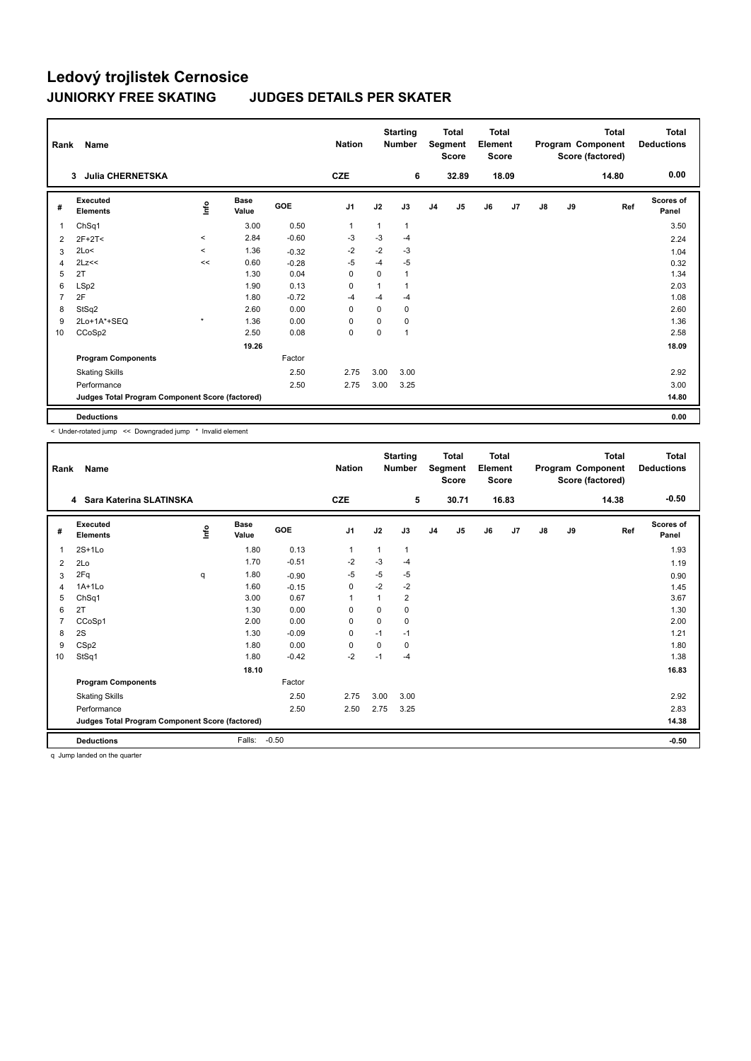# Ledový trojlístek Cernosice

## JUNIORKY FREE SKATING JUDGES DETAILS PER SKATER

| Rank | Name | Nation | Starting Number | Total Segment Score | Total Element Score | Total Program Component Score (factored) | Total Deductions |
|---|---|---|---|---|---|---|---|
| 3 | Julia CHERNETSKA | CZE | 6 | 32.89 | 18.09 | 14.80 | 0.00 |

| # | Executed Elements | Info | Base Value | GOE | J1 | J2 | J3 | J4 | J5 | J6 | J7 | J8 | J9 | Ref | Scores of Panel |
|---|---|---|---|---|---|---|---|---|---|---|---|---|---|---|---|
| 1 | ChSq1 | | 3.00 | 0.50 | 1 | 1 | 1 | | | | | | | | 3.50 |
| 2 | 2F+2T< | < | 2.84 | -0.60 | -3 | -3 | -4 | | | | | | | | 2.24 |
| 3 | 2Lo< | < | 1.36 | -0.32 | -2 | -2 | -3 | | | | | | | | 1.04 |
| 4 | 2Lz<< | << | 0.60 | -0.28 | -5 | -4 | -5 | | | | | | | | 0.32 |
| 5 | 2T | | 1.30 | 0.04 | 0 | 0 | 1 | | | | | | | | 1.34 |
| 6 | LSp2 | | 1.90 | 0.13 | 0 | 1 | 1 | | | | | | | | 2.03 |
| 7 | 2F | | 1.80 | -0.72 | -4 | -4 | -4 | | | | | | | | 1.08 |
| 8 | StSq2 | | 2.60 | 0.00 | 0 | 0 | 0 | | | | | | | | 2.60 |
| 9 | 2Lo+1A*+SEQ | * | 1.36 | 0.00 | 0 | 0 | 0 | | | | | | | | 1.36 |
| 10 | CCoSp2 | | 2.50 | 0.08 | 0 | 0 | 1 | | | | | | | | 2.58 |
| | | | 19.26 | | | | | | | | | | | | 18.09 |
| | Program Components | | | Factor | | | | | | | | | | | |
| | Skating Skills | | | 2.50 | 2.75 | 3.00 | 3.00 | | | | | | | | 2.92 |
| | Performance | | | 2.50 | 2.75 | 3.00 | 3.25 | | | | | | | | 3.00 |
| | Judges Total Program Component Score (factored) | | | | | | | | | | | | | | 14.80 |
| | Deductions | | | | | | | | | | | | | | 0.00 |

< Under-rotated jump << Downgraded jump * Invalid element

| Rank | Name | Nation | Starting Number | Total Segment Score | Total Element Score | Total Program Component Score (factored) | Total Deductions |
|---|---|---|---|---|---|---|---|
| 4 | Sara Katerina SLATINSKA | CZE | 5 | 30.71 | 16.83 | 14.38 | -0.50 |

| # | Executed Elements | Info | Base Value | GOE | J1 | J2 | J3 | J4 | J5 | J6 | J7 | J8 | J9 | Ref | Scores of Panel |
|---|---|---|---|---|---|---|---|---|---|---|---|---|---|---|---|
| 1 | 2S+1Lo | | 1.80 | 0.13 | 1 | 1 | 1 | | | | | | | | 1.93 |
| 2 | 2Lo | | 1.70 | -0.51 | -2 | -3 | -4 | | | | | | | | 1.19 |
| 3 | 2Fq | q | 1.80 | -0.90 | -5 | -5 | -5 | | | | | | | | 0.90 |
| 4 | 1A+1Lo | | 1.60 | -0.15 | 0 | -2 | -2 | | | | | | | | 1.45 |
| 5 | ChSq1 | | 3.00 | 0.67 | 1 | 1 | 2 | | | | | | | | 3.67 |
| 6 | 2T | | 1.30 | 0.00 | 0 | 0 | 0 | | | | | | | | 1.30 |
| 7 | CCoSp1 | | 2.00 | 0.00 | 0 | 0 | 0 | | | | | | | | 2.00 |
| 8 | 2S | | 1.30 | -0.09 | 0 | -1 | -1 | | | | | | | | 1.21 |
| 9 | CSp2 | | 1.80 | 0.00 | 0 | 0 | 0 | | | | | | | | 1.80 |
| 10 | StSq1 | | 1.80 | -0.42 | -2 | -1 | -4 | | | | | | | | 1.38 |
| | | | 18.10 | | | | | | | | | | | | 16.83 |
| | Program Components | | | Factor | | | | | | | | | | | |
| | Skating Skills | | | 2.50 | 2.75 | 3.00 | 3.00 | | | | | | | | 2.92 |
| | Performance | | | 2.50 | 2.50 | 2.75 | 3.25 | | | | | | | | 2.83 |
| | Judges Total Program Component Score (factored) | | | | | | | | | | | | | | 14.38 |
| | Deductions | | Falls: | -0.50 | | | | | | | | | | | -0.50 |

q Jump landed on the quarter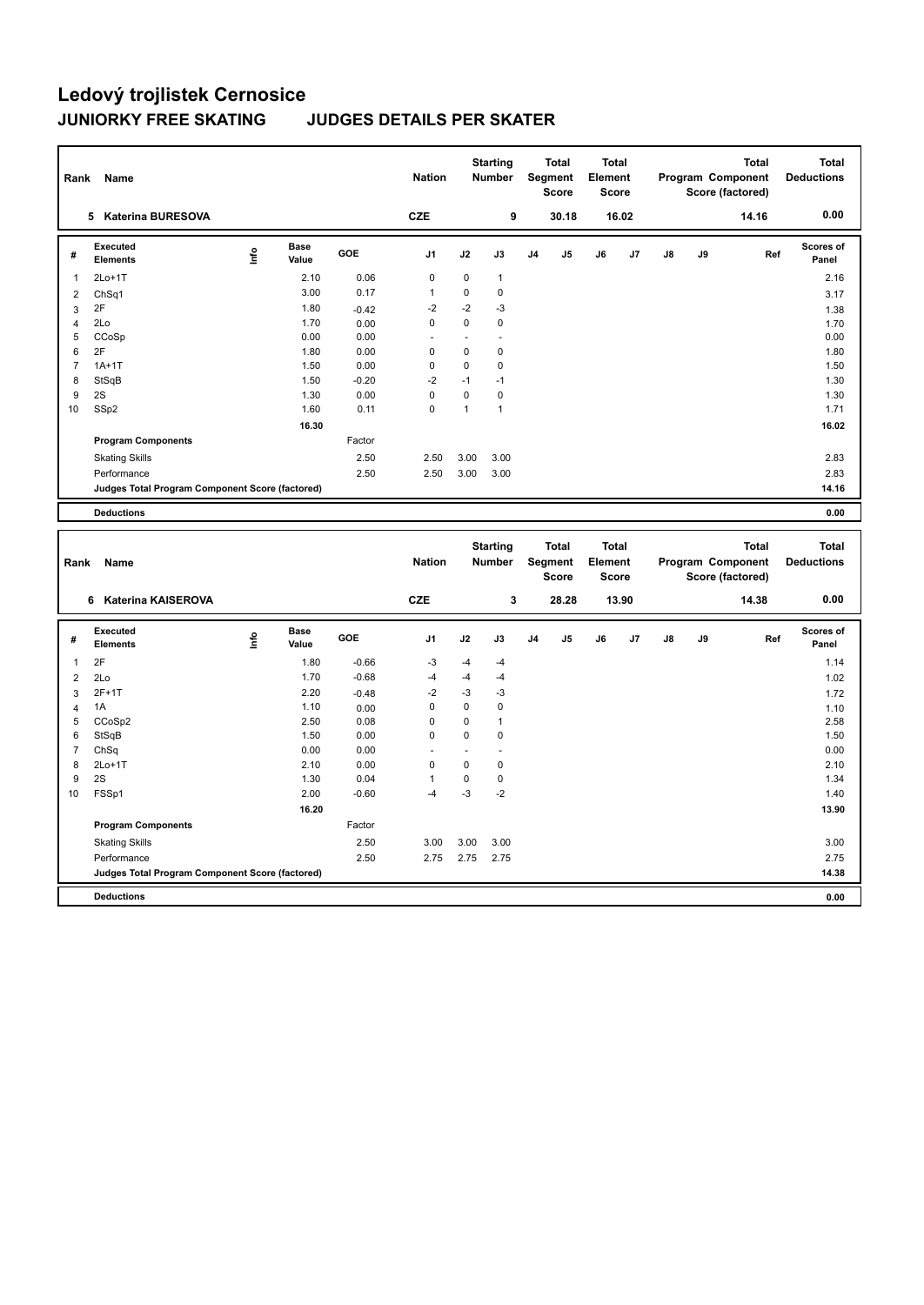# Ledový trojlístek Cernosice

## JUNIORKY FREE SKATING JUDGES DETAILS PER SKATER

| Rank | Name | Nation | Starting Number | Total Segment Score | Total Element Score | Total Program Component Score (factored) | Total Deductions |
|---|---|---|---|---|---|---|---|
| 5 | Katerina BURESOVA | CZE | 9 | 30.18 | 16.02 | 14.16 | 0.00 |

| # | Executed Elements | Info | Base Value | GOE | J1 | J2 | J3 | J4 | J5 | J6 | J7 | J8 | J9 | Ref | Scores of Panel |
|---|---|---|---|---|---|---|---|---|---|---|---|---|---|---|---|
| 1 | 2Lo+1T | | 2.10 | 0.06 | 0 | 0 | 1 | | | | | | | | 2.16 |
| 2 | ChSq1 | | 3.00 | 0.17 | 1 | 0 | 0 | | | | | | | | 3.17 |
| 3 | 2F | | 1.80 | -0.42 | -2 | -2 | -3 | | | | | | | | 1.38 |
| 4 | 2Lo | | 1.70 | 0.00 | 0 | 0 | 0 | | | | | | | | 1.70 |
| 5 | CCoSp | | 0.00 | 0.00 | - | - | - | | | | | | | | 0.00 |
| 6 | 2F | | 1.80 | 0.00 | 0 | 0 | 0 | | | | | | | | 1.80 |
| 7 | 1A+1T | | 1.50 | 0.00 | 0 | 0 | 0 | | | | | | | | 1.50 |
| 8 | StSqB | | 1.50 | -0.20 | -2 | -1 | -1 | | | | | | | | 1.30 |
| 9 | 2S | | 1.30 | 0.00 | 0 | 0 | 0 | | | | | | | | 1.30 |
| 10 | SSp2 | | 1.60 | 0.11 | 0 | 1 | 1 | | | | | | | | 1.71 |
| | | | 16.30 | | | | | | | | | | | | 16.02 |
| | Program Components | | | Factor | | | | | | | | | | | |
| | Skating Skills | | | 2.50 | 2.50 | 3.00 | 3.00 | | | | | | | | 2.83 |
| | Performance | | | 2.50 | 2.50 | 3.00 | 3.00 | | | | | | | | 2.83 |
| | Judges Total Program Component Score (factored) | | | | | | | | | | | | | | 14.16 |
| | Deductions | | | | | | | | | | | | | | 0.00 |

| Rank | Name | Nation | Starting Number | Total Segment Score | Total Element Score | Total Program Component Score (factored) | Total Deductions |
|---|---|---|---|---|---|---|---|
| 6 | Katerina KAISEROVA | CZE | 3 | 28.28 | 13.90 | 14.38 | 0.00 |

| # | Executed Elements | Info | Base Value | GOE | J1 | J2 | J3 | J4 | J5 | J6 | J7 | J8 | J9 | Ref | Scores of Panel |
|---|---|---|---|---|---|---|---|---|---|---|---|---|---|---|---|
| 1 | 2F | | 1.80 | -0.66 | -3 | -4 | -4 | | | | | | | | 1.14 |
| 2 | 2Lo | | 1.70 | -0.68 | -4 | -4 | -4 | | | | | | | | 1.02 |
| 3 | 2F+1T | | 2.20 | -0.48 | -2 | -3 | -3 | | | | | | | | 1.72 |
| 4 | 1A | | 1.10 | 0.00 | 0 | 0 | 0 | | | | | | | | 1.10 |
| 5 | CCoSp2 | | 2.50 | 0.08 | 0 | 0 | 1 | | | | | | | | 2.58 |
| 6 | StSqB | | 1.50 | 0.00 | 0 | 0 | 0 | | | | | | | | 1.50 |
| 7 | ChSq | | 0.00 | 0.00 | - | - | - | | | | | | | | 0.00 |
| 8 | 2Lo+1T | | 2.10 | 0.00 | 0 | 0 | 0 | | | | | | | | 2.10 |
| 9 | 2S | | 1.30 | 0.04 | 1 | 0 | 0 | | | | | | | | 1.34 |
| 10 | FSSp1 | | 2.00 | -0.60 | -4 | -3 | -2 | | | | | | | | 1.40 |
| | | | 16.20 | | | | | | | | | | | | 13.90 |
| | Program Components | | | Factor | | | | | | | | | | | |
| | Skating Skills | | | 2.50 | 3.00 | 3.00 | 3.00 | | | | | | | | 3.00 |
| | Performance | | | 2.50 | 2.75 | 2.75 | 2.75 | | | | | | | | 2.75 |
| | Judges Total Program Component Score (factored) | | | | | | | | | | | | | | 14.38 |
| | Deductions | | | | | | | | | | | | | | 0.00 |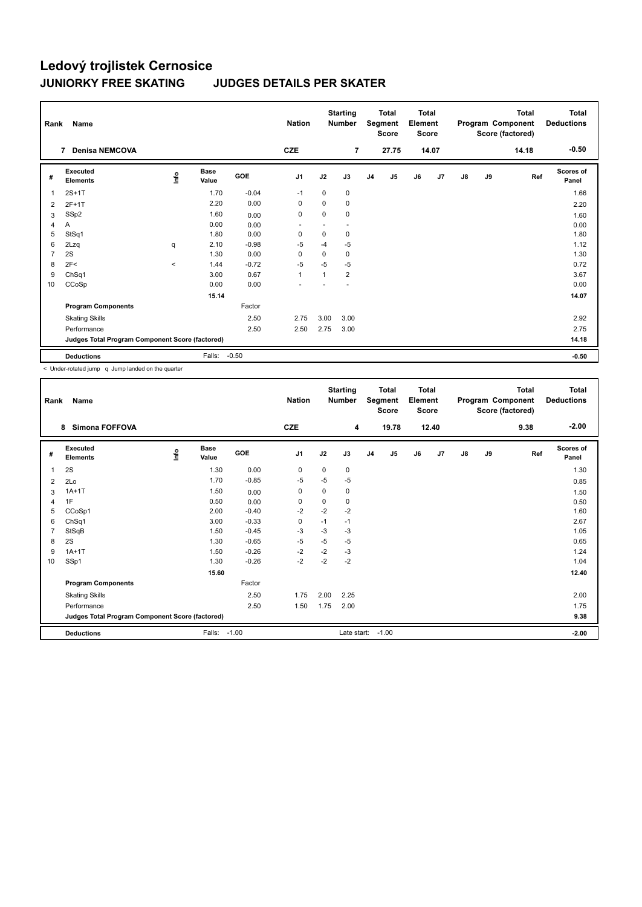# Ledový trojlistek Cernosice

## JUNIORKY FREE SKATING JUDGES DETAILS PER SKATER

| Rank | Name | Nation | Starting Number | Total Segment Score | Total Element Score | Total Program Component Score (factored) | Total Deductions |
|---|---|---|---|---|---|---|---|
| 7 | Denisa NEMCOVA | CZE | 7 | 27.75 | 14.07 | 14.18 | -0.50 |

| # | Executed Elements | Info | Base Value | GOE | J1 | J2 | J3 | J4 | J5 | J6 | J7 | J8 | J9 | Ref | Scores of Panel |
|---|---|---|---|---|---|---|---|---|---|---|---|---|---|---|---|
| 1 | 2S+1T | | 1.70 | -0.04 | -1 | 0 | 0 | | | | | | | | 1.66 |
| 2 | 2F+1T | | 2.20 | 0.00 | 0 | 0 | 0 | | | | | | | | 2.20 |
| 3 | SSp2 | | 1.60 | 0.00 | 0 | 0 | 0 | | | | | | | | 1.60 |
| 4 | A | | 0.00 | 0.00 | - | - | - | | | | | | | | 0.00 |
| 5 | StSq1 | | 1.80 | 0.00 | 0 | 0 | 0 | | | | | | | | 1.80 |
| 6 | 2Lzq | q | 2.10 | -0.98 | -5 | -4 | -5 | | | | | | | | 1.12 |
| 7 | 2S | | 1.30 | 0.00 | 0 | 0 | 0 | | | | | | | | 1.30 |
| 8 | 2F< | < | 1.44 | -0.72 | -5 | -5 | -5 | | | | | | | | 0.72 |
| 9 | ChSq1 | | 3.00 | 0.67 | 1 | 1 | 2 | | | | | | | | 3.67 |
| 10 | CCoSp | | 0.00 | 0.00 | - | - | - | | | | | | | | 0.00 |
| | | | 15.14 | | | | | | | | | | | | 14.07 |
| | Program Components | | | Factor | | | | | | | | | | | |
| | Skating Skills | | | 2.50 | 2.75 | 3.00 | 3.00 | | | | | | | | 2.92 |
| | Performance | | | 2.50 | 2.50 | 2.75 | 3.00 | | | | | | | | 2.75 |
| | Judges Total Program Component Score (factored) | | | | | | | | | | | | | | 14.18 |
| | Deductions | | Falls: | -0.50 | | | | | | | | | | | -0.50 |

< Under-rotated jump q Jump landed on the quarter

| Rank | Name | Nation | Starting Number | Total Segment Score | Total Element Score | Total Program Component Score (factored) | Total Deductions |
|---|---|---|---|---|---|---|---|
| 8 | Simona FOFFOVA | CZE | 4 | 19.78 | 12.40 | 9.38 | -2.00 |

| # | Executed Elements | Info | Base Value | GOE | J1 | J2 | J3 | J4 | J5 | J6 | J7 | J8 | J9 | Ref | Scores of Panel |
|---|---|---|---|---|---|---|---|---|---|---|---|---|---|---|---|
| 1 | 2S | | 1.30 | 0.00 | 0 | 0 | 0 | | | | | | | | 1.30 |
| 2 | 2Lo | | 1.70 | -0.85 | -5 | -5 | -5 | | | | | | | | 0.85 |
| 3 | 1A+1T | | 1.50 | 0.00 | 0 | 0 | 0 | | | | | | | | 1.50 |
| 4 | 1F | | 0.50 | 0.00 | 0 | 0 | 0 | | | | | | | | 0.50 |
| 5 | CCoSp1 | | 2.00 | -0.40 | -2 | -2 | -2 | | | | | | | | 1.60 |
| 6 | ChSq1 | | 3.00 | -0.33 | 0 | -1 | -1 | | | | | | | | 2.67 |
| 7 | StSqB | | 1.50 | -0.45 | -3 | -3 | -3 | | | | | | | | 1.05 |
| 8 | 2S | | 1.30 | -0.65 | -5 | -5 | -5 | | | | | | | | 0.65 |
| 9 | 1A+1T | | 1.50 | -0.26 | -2 | -2 | -3 | | | | | | | | 1.24 |
| 10 | SSp1 | | 1.30 | -0.26 | -2 | -2 | -2 | | | | | | | | 1.04 |
| | | | 15.60 | | | | | | | | | | | | 12.40 |
| | Program Components | | | Factor | | | | | | | | | | | |
| | Skating Skills | | | 2.50 | 1.75 | 2.00 | 2.25 | | | | | | | | 2.00 |
| | Performance | | | 2.50 | 1.50 | 1.75 | 2.00 | | | | | | | | 1.75 |
| | Judges Total Program Component Score (factored) | | | | | | | | | | | | | | 9.38 |
| | Deductions | | Falls: | -1.00 | | | Late start: | -1.00 | | | | | | | -2.00 |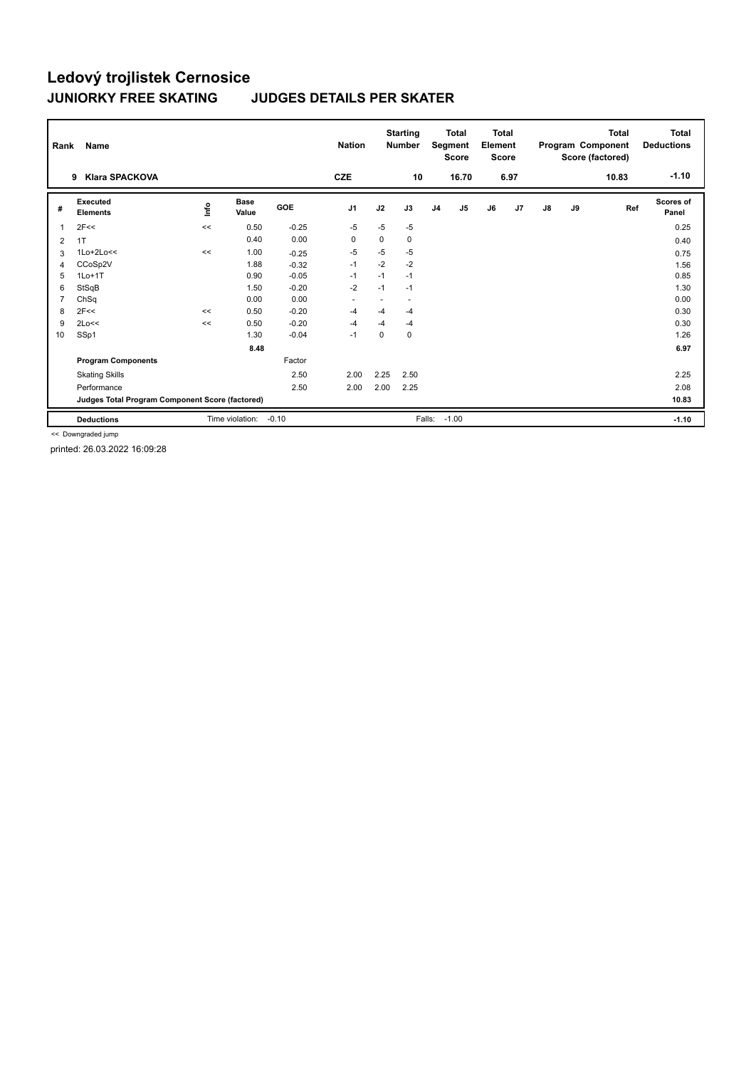# Ledový trojlístek Cernosice

## JUNIORKY FREE SKATING JUDGES DETAILS PER SKATER

| Rank | Name | Nation | Starting Number | Total Segment Score | Total Element Score | Total Program Component Score (factored) | Total Deductions |
|---|---|---|---|---|---|---|---|
| 9 | Klara SPACKOVA | CZE | 10 | 16.70 | 6.97 | 10.83 | -1.10 |

| # | Executed Elements | Info | Base Value | GOE | J1 | J2 | J3 | J4 | J5 | J6 | J7 | J8 | J9 | Ref | Scores of Panel |
|---|---|---|---|---|---|---|---|---|---|---|---|---|---|---|---|
| 1 | 2F<< | << | 0.50 | -0.25 | -5 | -5 | -5 | | | | | | | | 0.25 |
| 2 | 1T | | 0.40 | 0.00 | 0 | 0 | 0 | | | | | | | | 0.40 |
| 3 | 1Lo+2Lo<< | << | 1.00 | -0.25 | -5 | -5 | -5 | | | | | | | | 0.75 |
| 4 | CCoSp2V | | 1.88 | -0.32 | -1 | -2 | -2 | | | | | | | | 1.56 |
| 5 | 1Lo+1T | | 0.90 | -0.05 | -1 | -1 | -1 | | | | | | | | 0.85 |
| 6 | StSqB | | 1.50 | -0.20 | -2 | -1 | -1 | | | | | | | | 1.30 |
| 7 | ChSq | | 0.00 | 0.00 | - | - | - | | | | | | | | 0.00 |
| 8 | 2F<< | << | 0.50 | -0.20 | -4 | -4 | -4 | | | | | | | | 0.30 |
| 9 | 2Lo<< | << | 0.50 | -0.20 | -4 | -4 | -4 | | | | | | | | 0.30 |
| 10 | SSp1 | | 1.30 | -0.04 | -1 | 0 | 0 | | | | | | | | 1.26 |
| | | | 8.48 | | | | | | | | | | | | 6.97 |
| | **Program Components** | | | Factor | | | | | | | | | | | |
| | Skating Skills | | | 2.50 | 2.00 | 2.25 | 2.50 | | | | | | | | 2.25 |
| | Performance | | | 2.50 | 2.00 | 2.00 | 2.25 | | | | | | | | 2.08 |
| | **Judges Total Program Component Score (factored)** | | | | | | | | | | | | | | 10.83 |
| | **Deductions** | | Time violation: | -0.10 | | | Falls: | -1.00 | | | | | | | -1.10 |

<< Downgraded jump

printed: 26.03.2022 16:09:28